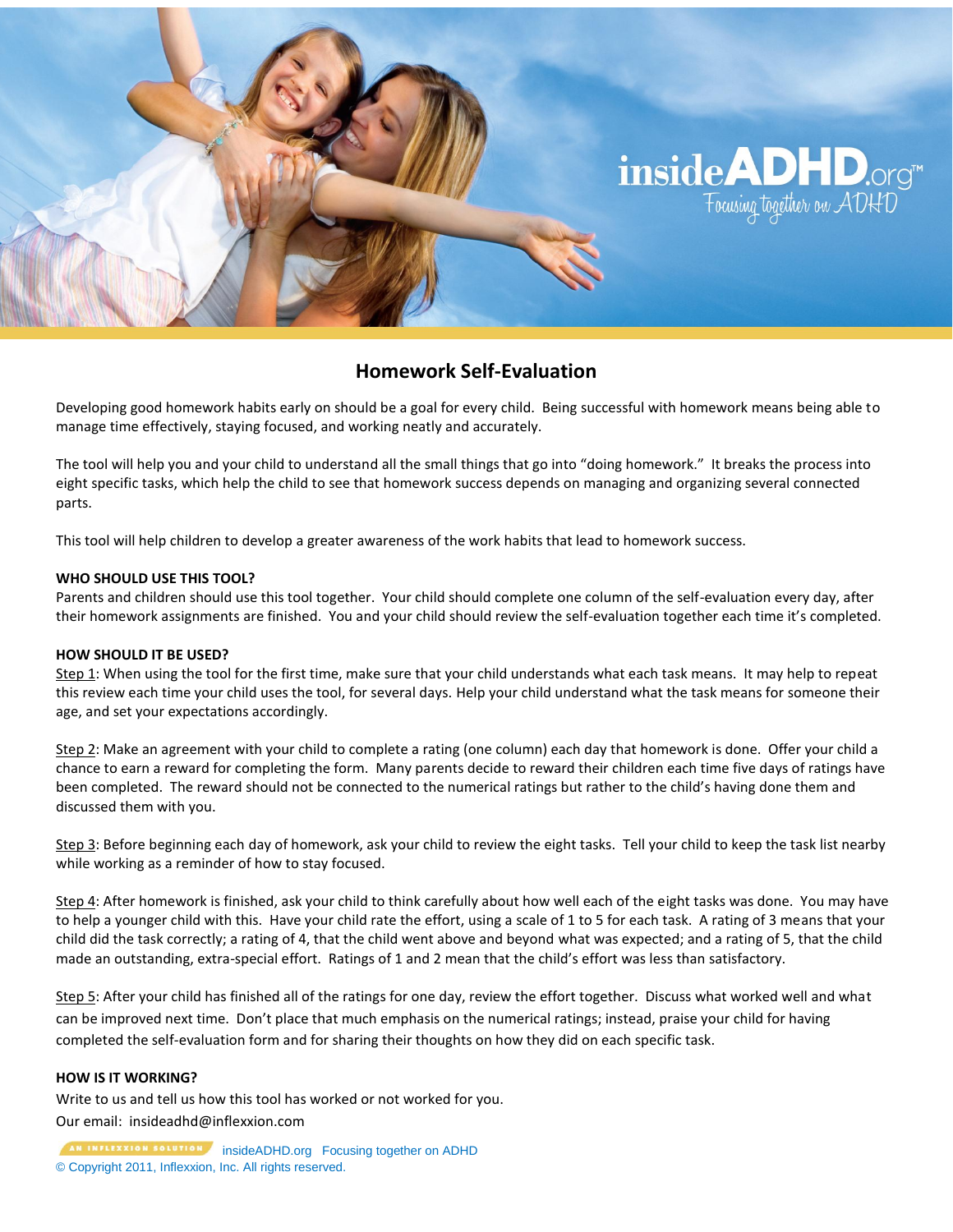insideADHD.org™
Focusing together on ADHD

## Homework Self-Evaluation

Developing good homework habits early on should be a goal for every child. Being successful with homework means being able to manage time effectively, staying focused, and working neatly and accurately.

The tool will help you and your child to understand all the small things that go into "doing homework." It breaks the process into eight specific tasks, which help the child to see that homework success depends on managing and organizing several connected parts.

This tool will help children to develop a greater awareness of the work habits that lead to homework success.

**WHO SHOULD USE THIS TOOL?**

Parents and children should use this tool together. Your child should complete one column of the self-evaluation every day, after their homework assignments are finished. You and your child should review the self-evaluation together each time it's completed.

**HOW SHOULD IT BE USED?**

Step 1: When using the tool for the first time, make sure that your child understands what each task means. It may help to repeat this review each time your child uses the tool, for several days. Help your child understand what the task means for someone their age, and set your expectations accordingly.

Step 2: Make an agreement with your child to complete a rating (one column) each day that homework is done. Offer your child a chance to earn a reward for completing the form. Many parents decide to reward their children each time five days of ratings have been completed. The reward should not be connected to the numerical ratings but rather to the child's having done them and discussed them with you.

Step 3: Before beginning each day of homework, ask your child to review the eight tasks. Tell your child to keep the task list nearby while working as a reminder of how to stay focused.

Step 4: After homework is finished, ask your child to think carefully about how well each of the eight tasks was done. You may have to help a younger child with this. Have your child rate the effort, using a scale of 1 to 5 for each task. A rating of 3 means that your child did the task correctly; a rating of 4, that the child went above and beyond what was expected; and a rating of 5, that the child made an outstanding, extra-special effort. Ratings of 1 and 2 mean that the child's effort was less than satisfactory.

Step 5: After your child has finished all of the ratings for one day, review the effort together. Discuss what worked well and what can be improved next time. Don't place that much emphasis on the numerical ratings; instead, praise your child for having completed the self-evaluation form and for sharing their thoughts on how they did on each specific task.

**HOW IS IT WORKING?**

Write to us and tell us how this tool has worked or not worked for you.

Our email: insideadhd@inflexxion.com

AN INFLEXXION SOLUTION insideADHD.org Focusing together on ADHD
© Copyright 2011, Inflexxion, Inc. All rights reserved.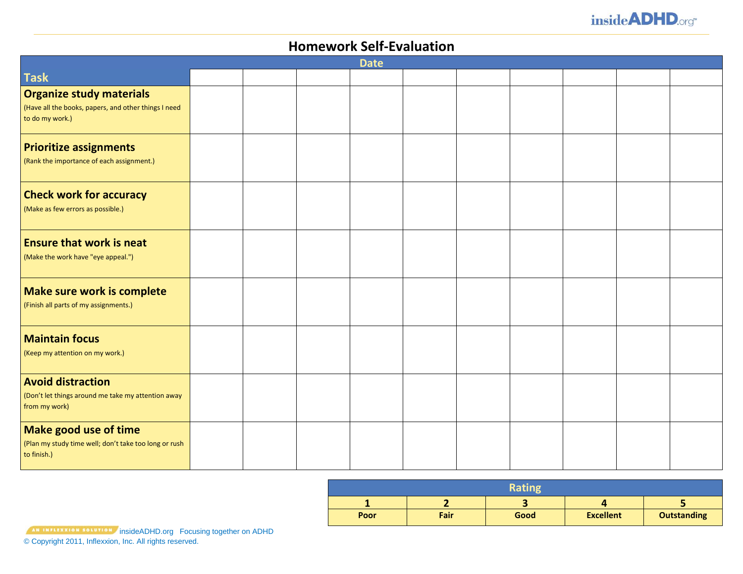insideADHD.org™

# Homework Self-Evaluation

| Task | Date | | | | | | | | | |
|---|---|---|---|---|---|---|---|---|---|---|
| | | | | | | | | | | |
| **Organize study materials** (Have all the books, papers, and other things I need to do my work.) | | | | | | | | | | |
| **Prioritize assignments** (Rank the importance of each assignment.) | | | | | | | | | | |
| **Check work for accuracy** (Make as few errors as possible.) | | | | | | | | | | |
| **Ensure that work is neat** (Make the work have "eye appeal.") | | | | | | | | | | |
| **Make sure work is complete** (Finish all parts of my assignments.) | | | | | | | | | | |
| **Maintain focus** (Keep my attention on my work.) | | | | | | | | | | |
| **Avoid distraction** (Don't let things around me take my attention away from my work) | | | | | | | | | | |
| **Make good use of time** (Plan my study time well; don't take too long or rush to finish.) | | | | | | | | | | |

| Rating | | | | |
|---|---|---|---|---|
| **1** | **2** | **3** | **4** | **5** |
| **Poor** | **Fair** | **Good** | **Excellent** | **Outstanding** |

AN INFLEXXION SOLUTION insideADHD.org Focusing together on ADHD

© Copyright 2011, Inflexxion, Inc. All rights reserved.